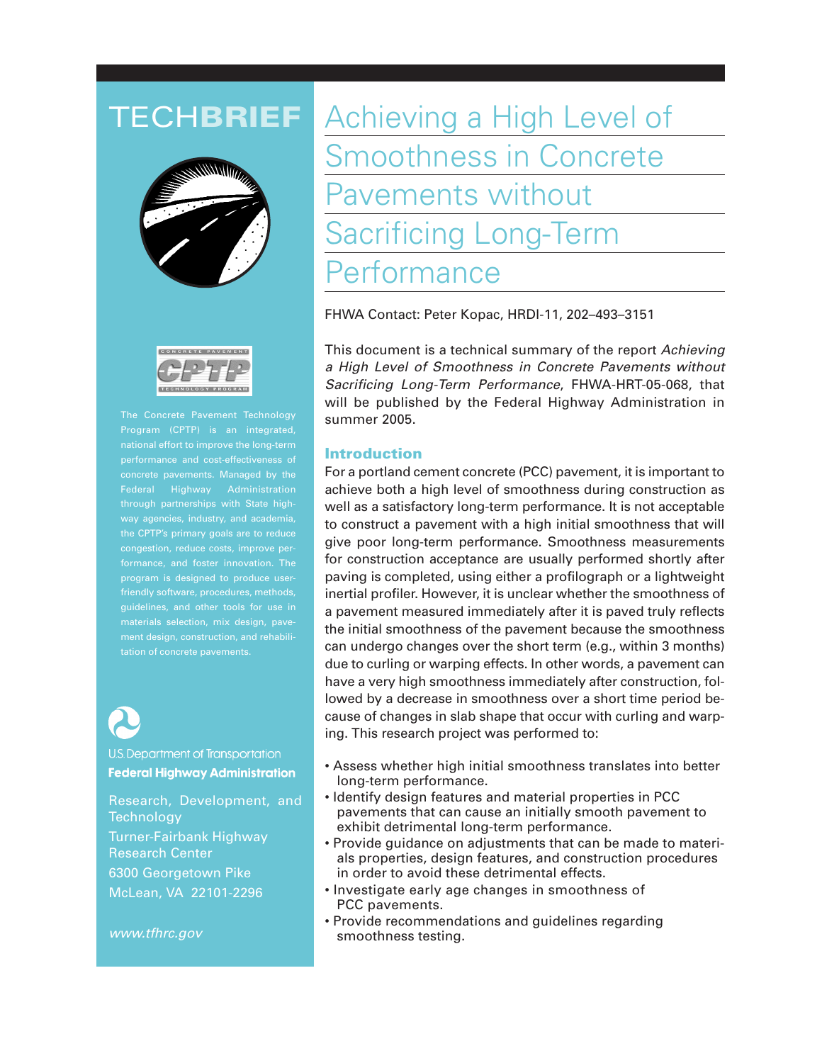# TECHBRIEF

# Achieving a High Level of Smoothness in Concrete Pavements without Sacrificing Long-Term Performance

FHWA Contact: Peter Kopac, HRDI-11, 202–493–3151

This document is a technical summary of the report *Achieving a High Level of Smoothness in Concrete Pavements without Sacrificing Long-Term Performance*, FHWA-HRT-05-068, that will be published by the Federal Highway Administration in summer 2005.

## Introduction

For a portland cement concrete (PCC) pavement, it is important to achieve both a high level of smoothness during construction as well as a satisfactory long-term performance. It is not acceptable to construct a pavement with a high initial smoothness that will give poor long-term performance. Smoothness measurements for construction acceptance are usually performed shortly after paving is completed, using either a profilograph or a lightweight inertial profiler. However, it is unclear whether the smoothness of a pavement measured immediately after it is paved truly reflects the initial smoothness of the pavement because the smoothness can undergo changes over the short term (e.g., within 3 months) due to curling or warping effects. In other words, a pavement can have a very high smoothness immediately after construction, followed by a decrease in smoothness over a short time period because of changes in slab shape that occur with curling and warping. This research project was performed to:

- Assess whether high initial smoothness translates into better long-term performance.
- Identify design features and material properties in PCC pavements that can cause an initially smooth pavement to exhibit detrimental long-term performance.
- Provide guidance on adjustments that can be made to materials properties, design features, and construction procedures in order to avoid these detrimental effects.
- Investigate early age changes in smoothness of PCC pavements.
- Provide recommendations and guidelines regarding smoothness testing.

CONCRETE PAVEMENT CPTP TECHNOLOGY PROGRAM

The Concrete Pavement Technology Program (CPTP) is an integrated, national effort to improve the long-term performance and cost-effectiveness of concrete pavements. Managed by the Federal Highway Administration through partnerships with State highway agencies, industry, and academia, the CPTP's primary goals are to reduce congestion, reduce costs, improve performance, and foster innovation. The program is designed to produce user-friendly software, procedures, methods, guidelines, and other tools for use in materials selection, mix design, pavement design, construction, and rehabilitation of concrete pavements.

U.S. Department of Transportation
**Federal Highway Administration**

Research, Development, and Technology
Turner-Fairbank Highway Research Center
6300 Georgetown Pike
McLean, VA 22101-2296

*www.tfhrc.gov*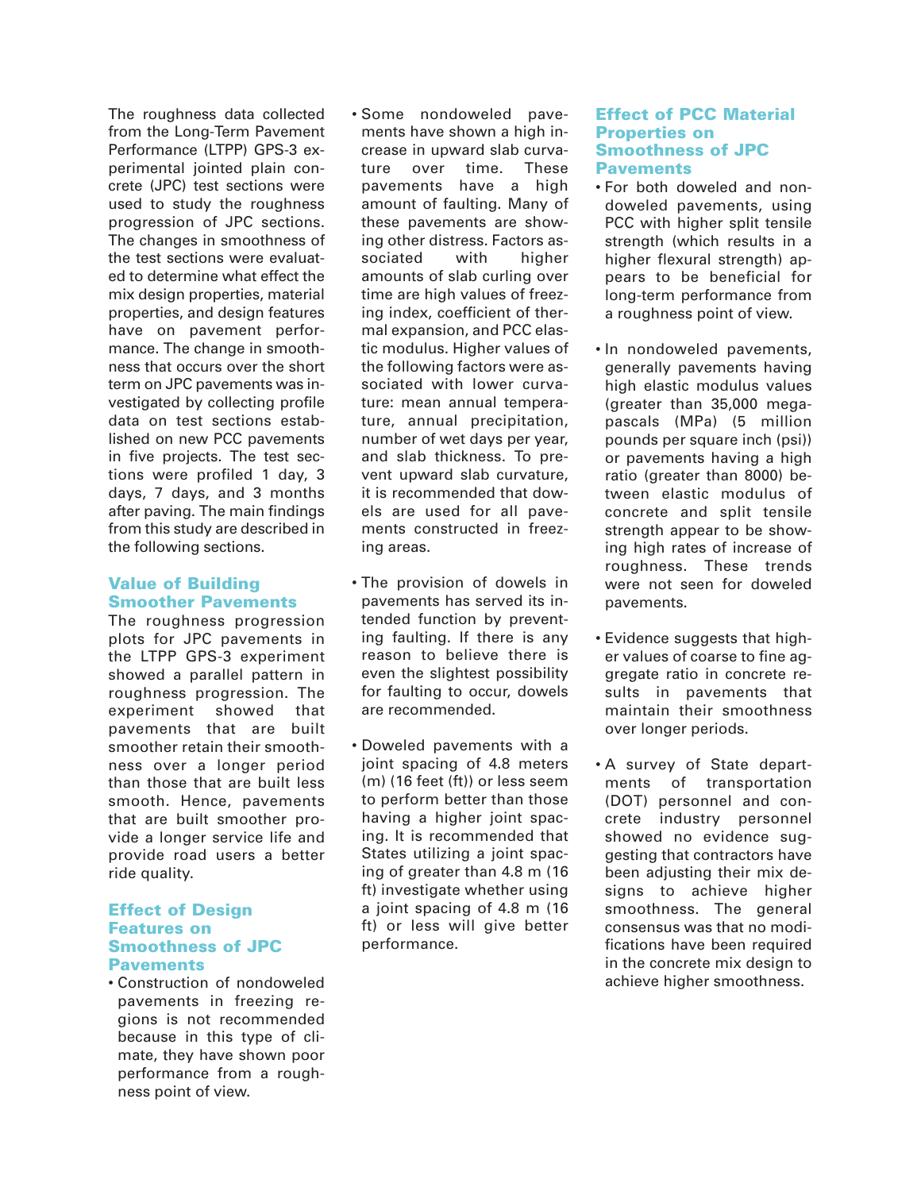The roughness data collected from the Long-Term Pavement Performance (LTPP) GPS-3 experimental jointed plain concrete (JPC) test sections were used to study the roughness progression of JPC sections. The changes in smoothness of the test sections were evaluated to determine what effect the mix design properties, material properties, and design features have on pavement performance. The change in smoothness that occurs over the short term on JPC pavements was investigated by collecting profile data on test sections established on new PCC pavements in five projects. The test sections were profiled 1 day, 3 days, 7 days, and 3 months after paving. The main findings from this study are described in the following sections.

## Value of Building Smoother Pavements

The roughness progression plots for JPC pavements in the LTPP GPS-3 experiment showed a parallel pattern in roughness progression. The experiment showed that pavements that are built smoother retain their smoothness over a longer period than those that are built less smooth. Hence, pavements that are built smoother provide a longer service life and provide road users a better ride quality.

## Effect of Design Features on Smoothness of JPC Pavements

- Construction of nondoweled pavements in freezing regions is not recommended because in this type of climate, they have shown poor performance from a roughness point of view.
- Some nondoweled pavements have shown a high increase in upward slab curvature over time. These pavements have a high amount of faulting. Many of these pavements are showing other distress. Factors associated with higher amounts of slab curling over time are high values of freezing index, coefficient of thermal expansion, and PCC elastic modulus. Higher values of the following factors were associated with lower curvature: mean annual temperature, annual precipitation, number of wet days per year, and slab thickness. To prevent upward slab curvature, it is recommended that dowels are used for all pavements constructed in freezing areas.
- The provision of dowels in pavements has served its intended function by preventing faulting. If there is any reason to believe there is even the slightest possibility for faulting to occur, dowels are recommended.
- Doweled pavements with a joint spacing of 4.8 meters (m) (16 feet (ft)) or less seem to perform better than those having a higher joint spacing. It is recommended that States utilizing a joint spacing of greater than 4.8 m (16 ft) investigate whether using a joint spacing of 4.8 m (16 ft) or less will give better performance.

## Effect of PCC Material Properties on Smoothness of JPC Pavements

- For both doweled and nondoweled pavements, using PCC with higher split tensile strength (which results in a higher flexural strength) appears to be beneficial for long-term performance from a roughness point of view.
- In nondoweled pavements, generally pavements having high elastic modulus values (greater than 35,000 megapascals (MPa) (5 million pounds per square inch (psi)) or pavements having a high ratio (greater than 8000) between elastic modulus of concrete and split tensile strength appear to be showing high rates of increase of roughness. These trends were not seen for doweled pavements.
- Evidence suggests that higher values of coarse to fine aggregate ratio in concrete results in pavements that maintain their smoothness over longer periods.
- A survey of State departments of transportation (DOT) personnel and concrete industry personnel showed no evidence suggesting that contractors have been adjusting their mix designs to achieve higher smoothness. The general consensus was that no modifications have been required in the concrete mix design to achieve higher smoothness.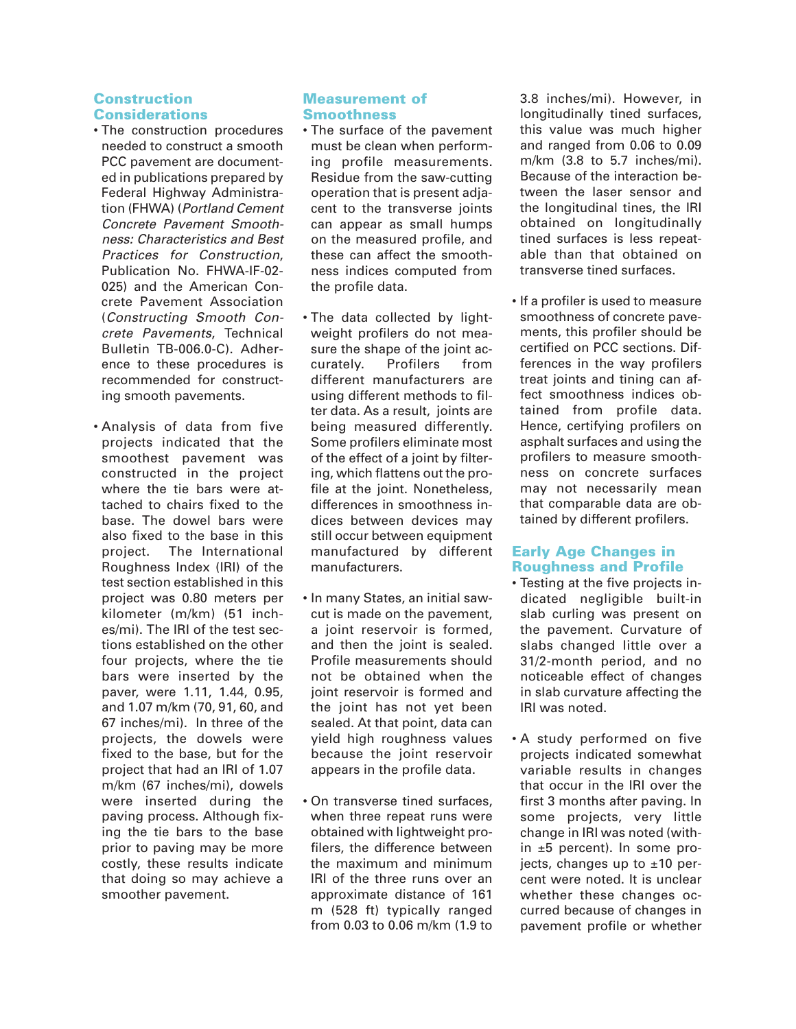## Construction Considerations

- The construction procedures needed to construct a smooth PCC pavement are documented in publications prepared by Federal Highway Administration (FHWA) (*Portland Cement Concrete Pavement Smoothness: Characteristics and Best Practices for Construction*, Publication No. FHWA-IF-02-025) and the American Concrete Pavement Association (*Constructing Smooth Concrete Pavements*, Technical Bulletin TB-006.0-C). Adherence to these procedures is recommended for constructing smooth pavements.

- Analysis of data from five projects indicated that the smoothest pavement was constructed in the project where the tie bars were attached to chairs fixed to the base. The dowel bars were also fixed to the base in this project. The International Roughness Index (IRI) of the test section established in this project was 0.80 meters per kilometer (m/km) (51 inches/mi). The IRI of the test sections established on the other four projects, where the tie bars were inserted by the paver, were 1.11, 1.44, 0.95, and 1.07 m/km (70, 91, 60, and 67 inches/mi). In three of the projects, the dowels were fixed to the base, but for the project that had an IRI of 1.07 m/km (67 inches/mi), dowels were inserted during the paving process. Although fixing the tie bars to the base prior to paving may be more costly, these results indicate that doing so may achieve a smoother pavement.

## Measurement of Smoothness

- The surface of the pavement must be clean when performing profile measurements. Residue from the saw-cutting operation that is present adjacent to the transverse joints can appear as small humps on the measured profile, and these can affect the smoothness indices computed from the profile data.

- The data collected by lightweight profilers do not measure the shape of the joint accurately. Profilers from different manufacturers are using different methods to filter data. As a result, joints are being measured differently. Some profilers eliminate most of the effect of a joint by filtering, which flattens out the profile at the joint. Nonetheless, differences in smoothness indices between devices may still occur between equipment manufactured by different manufacturers.

- In many States, an initial sawcut is made on the pavement, a joint reservoir is formed, and then the joint is sealed. Profile measurements should not be obtained when the joint reservoir is formed and the joint has not yet been sealed. At that point, data can yield high roughness values because the joint reservoir appears in the profile data.

- On transverse tined surfaces, when three repeat runs were obtained with lightweight profilers, the difference between the maximum and minimum IRI of the three runs over an approximate distance of 161 m (528 ft) typically ranged from 0.03 to 0.06 m/km (1.9 to 3.8 inches/mi). However, in longitudinally tined surfaces, this value was much higher and ranged from 0.06 to 0.09 m/km (3.8 to 5.7 inches/mi). Because of the interaction between the laser sensor and the longitudinal tines, the IRI obtained on longitudinally tined surfaces is less repeatable than that obtained on transverse tined surfaces.

- If a profiler is used to measure smoothness of concrete pavements, this profiler should be certified on PCC sections. Differences in the way profilers treat joints and tining can affect smoothness indices obtained from profile data. Hence, certifying profilers on asphalt surfaces and using the profilers to measure smoothness on concrete surfaces may not necessarily mean that comparable data are obtained by different profilers.

## Early Age Changes in Roughness and Profile

- Testing at the five projects indicated negligible built-in slab curling was present on the pavement. Curvature of slabs changed little over a 31/2-month period, and no noticeable effect of changes in slab curvature affecting the IRI was noted.

- A study performed on five projects indicated somewhat variable results in changes that occur in the IRI over the first 3 months after paving. In some projects, very little change in IRI was noted (within ±5 percent). In some projects, changes up to ±10 percent were noted. It is unclear whether these changes occurred because of changes in pavement profile or whether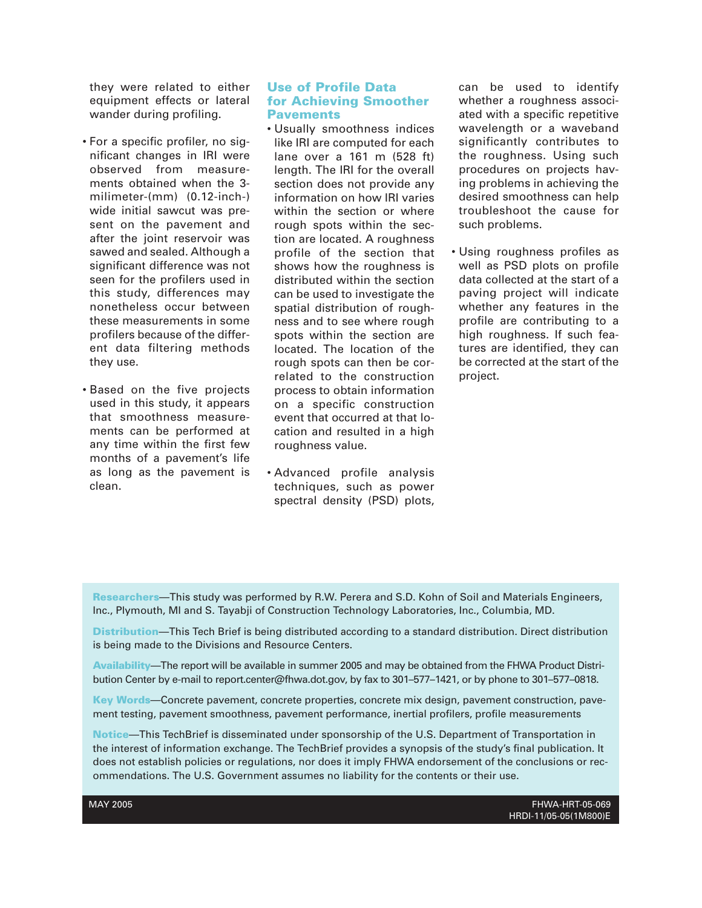they were related to either equipment effects or lateral wander during profiling.

- For a specific profiler, no significant changes in IRI were observed from measurements obtained when the 3-milimeter-(mm) (0.12-inch-) wide initial sawcut was present on the pavement and after the joint reservoir was sawed and sealed. Although a significant difference was not seen for the profilers used in this study, differences may nonetheless occur between these measurements in some profilers because of the different data filtering methods they use.

- Based on the five projects used in this study, it appears that smoothness measurements can be performed at any time within the first few months of a pavement's life as long as the pavement is clean.

## Use of Profile Data for Achieving Smoother Pavements

- Usually smoothness indices like IRI are computed for each lane over a 161 m (528 ft) length. The IRI for the overall section does not provide any information on how IRI varies within the section or where rough spots within the section are located. A roughness profile of the section that shows how the roughness is distributed within the section can be used to investigate the spatial distribution of roughness and to see where rough spots within the section are located. The location of the rough spots can then be correlated to the construction process to obtain information on a specific construction event that occurred at that location and resulted in a high roughness value.

- Advanced profile analysis techniques, such as power spectral density (PSD) plots, can be used to identify whether a roughness associated with a specific repetitive wavelength or a waveband significantly contributes to the roughness. Using such procedures on projects having problems in achieving the desired smoothness can help troubleshoot the cause for such problems.

- Using roughness profiles as well as PSD plots on profile data collected at the start of a paving project will indicate whether any features in the profile are contributing to a high roughness. If such features are identified, they can be corrected at the start of the project.

**Researchers**—This study was performed by R.W. Perera and S.D. Kohn of Soil and Materials Engineers, Inc., Plymouth, MI and S. Tayabji of Construction Technology Laboratories, Inc., Columbia, MD.

**Distribution**—This Tech Brief is being distributed according to a standard distribution. Direct distribution is being made to the Divisions and Resource Centers.

**Availability**—The report will be available in summer 2005 and may be obtained from the FHWA Product Distribution Center by e-mail to report.center@fhwa.dot.gov, by fax to 301–577–1421, or by phone to 301–577–0818.

**Key Words**—Concrete pavement, concrete properties, concrete mix design, pavement construction, pavement testing, pavement smoothness, pavement performance, inertial profilers, profile measurements

**Notice**—This TechBrief is disseminated under sponsorship of the U.S. Department of Transportation in the interest of information exchange. The TechBrief provides a synopsis of the study's final publication. It does not establish policies or regulations, nor does it imply FHWA endorsement of the conclusions or recommendations. The U.S. Government assumes no liability for the contents or their use.

MAY 2005

FHWA-HRT-05-069
HRDI-11/05-05(1M800)E